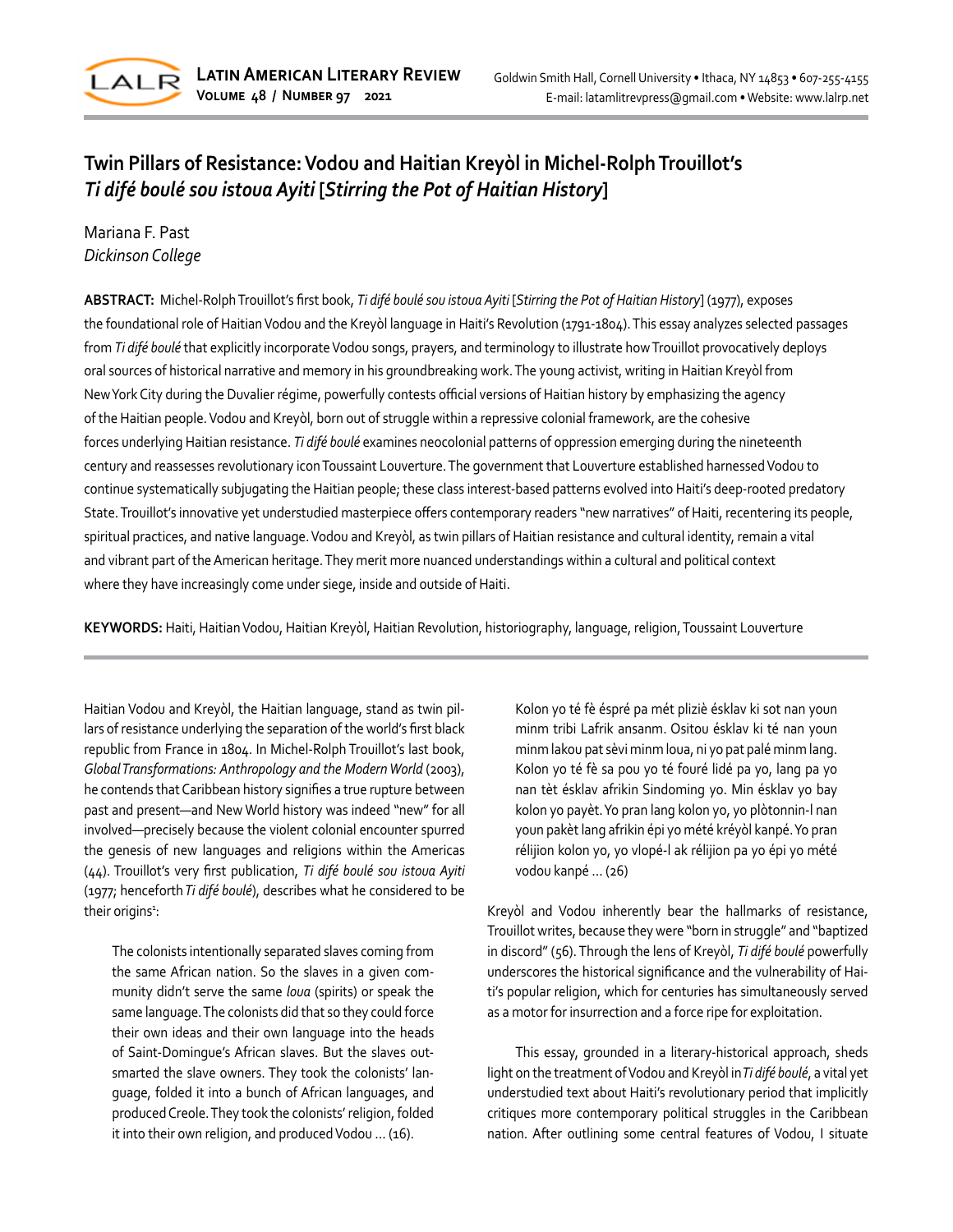# Twin Pillars of Resistance: Vodou and Haitian Kreyòl in Michel-Rolph Trouillot's *Ti difé boulé sou istoua Ayiti* [*Stirring the Pot of Haitian History*]

Mariana F. Past
*Dickinson College*

**ABSTRACT:** Michel-Rolph Trouillot's first book, *Ti difé boulé sou istoua Ayiti* [*Stirring the Pot of Haitian History*] (1977), exposes the foundational role of Haitian Vodou and the Kreyòl language in Haiti's Revolution (1791-1804). This essay analyzes selected passages from *Ti difé boulé* that explicitly incorporate Vodou songs, prayers, and terminology to illustrate how Trouillot provocatively deploys oral sources of historical narrative and memory in his groundbreaking work. The young activist, writing in Haitian Kreyòl from New York City during the Duvalier régime, powerfully contests official versions of Haitian history by emphasizing the agency of the Haitian people. Vodou and Kreyòl, born out of struggle within a repressive colonial framework, are the cohesive forces underlying Haitian resistance. *Ti difé boulé* examines neocolonial patterns of oppression emerging during the nineteenth century and reassesses revolutionary icon Toussaint Louverture. The government that Louverture established harnessed Vodou to continue systematically subjugating the Haitian people; these class interest-based patterns evolved into Haiti's deep-rooted predatory State. Trouillot's innovative yet understudied masterpiece offers contemporary readers "new narratives" of Haiti, recentering its people, spiritual practices, and native language. Vodou and Kreyòl, as twin pillars of Haitian resistance and cultural identity, remain a vital and vibrant part of the American heritage. They merit more nuanced understandings within a cultural and political context where they have increasingly come under siege, inside and outside of Haiti.

**KEYWORDS:** Haiti, Haitian Vodou, Haitian Kreyòl, Haitian Revolution, historiography, language, religion, Toussaint Louverture

Haitian Vodou and Kreyòl, the Haitian language, stand as twin pillars of resistance underlying the separation of the world's first black republic from France in 1804. In Michel-Rolph Trouillot's last book, *Global Transformations: Anthropology and the Modern World* (2003), he contends that Caribbean history signifies a true rupture between past and present—and New World history was indeed "new" for all involved—precisely because the violent colonial encounter spurred the genesis of new languages and religions within the Americas (44). Trouillot's very first publication, *Ti difé boulé sou istoua Ayiti* (1977; henceforth *Ti difé boulé*), describes what he considered to be their origins[1]:

> The colonists intentionally separated slaves coming from the same African nation. So the slaves in a given community didn't serve the same *loua* (spirits) or speak the same language. The colonists did that so they could force their own ideas and their own language into the heads of Saint-Domingue's African slaves. But the slaves outsmarted the slave owners. They took the colonists' language, folded it into a bunch of African languages, and produced Creole. They took the colonists' religion, folded it into their own religion, and produced Vodou ... (16).

> Kolon yo té fè éspré pa mét pliziè ésklav ki sot nan youn minm tribi Lafrik ansanm. Ositou ésklav ki té nan youn minm lakou pat sèvi minm loua, ni yo pat palé minm lang. Kolon yo té fè sa pou yo té fouré lidé pa yo, lang pa yo nan tèt ésklav afrikin Sindoming yo. Min ésklav yo bay kolon yo payèt. Yo pran lang kolon yo, yo plòtonnin-l nan youn pakèt lang afrikin épi yo mété kréyòl kanpé. Yo pran rélijion kolon yo, yo vlopé-l ak rélijion pa yo épi yo mété vodou kanpé ... (26)

Kreyòl and Vodou inherently bear the hallmarks of resistance, Trouillot writes, because they were "born in struggle" and "baptized in discord" (56). Through the lens of Kreyòl, *Ti difé boulé* powerfully underscores the historical significance and the vulnerability of Haiti's popular religion, which for centuries has simultaneously served as a motor for insurrection and a force ripe for exploitation.

This essay, grounded in a literary-historical approach, sheds light on the treatment of Vodou and Kreyòl in *Ti difé boulé*, a vital yet understudied text about Haiti's revolutionary period that implicitly critiques more contemporary political struggles in the Caribbean nation. After outlining some central features of Vodou, I situate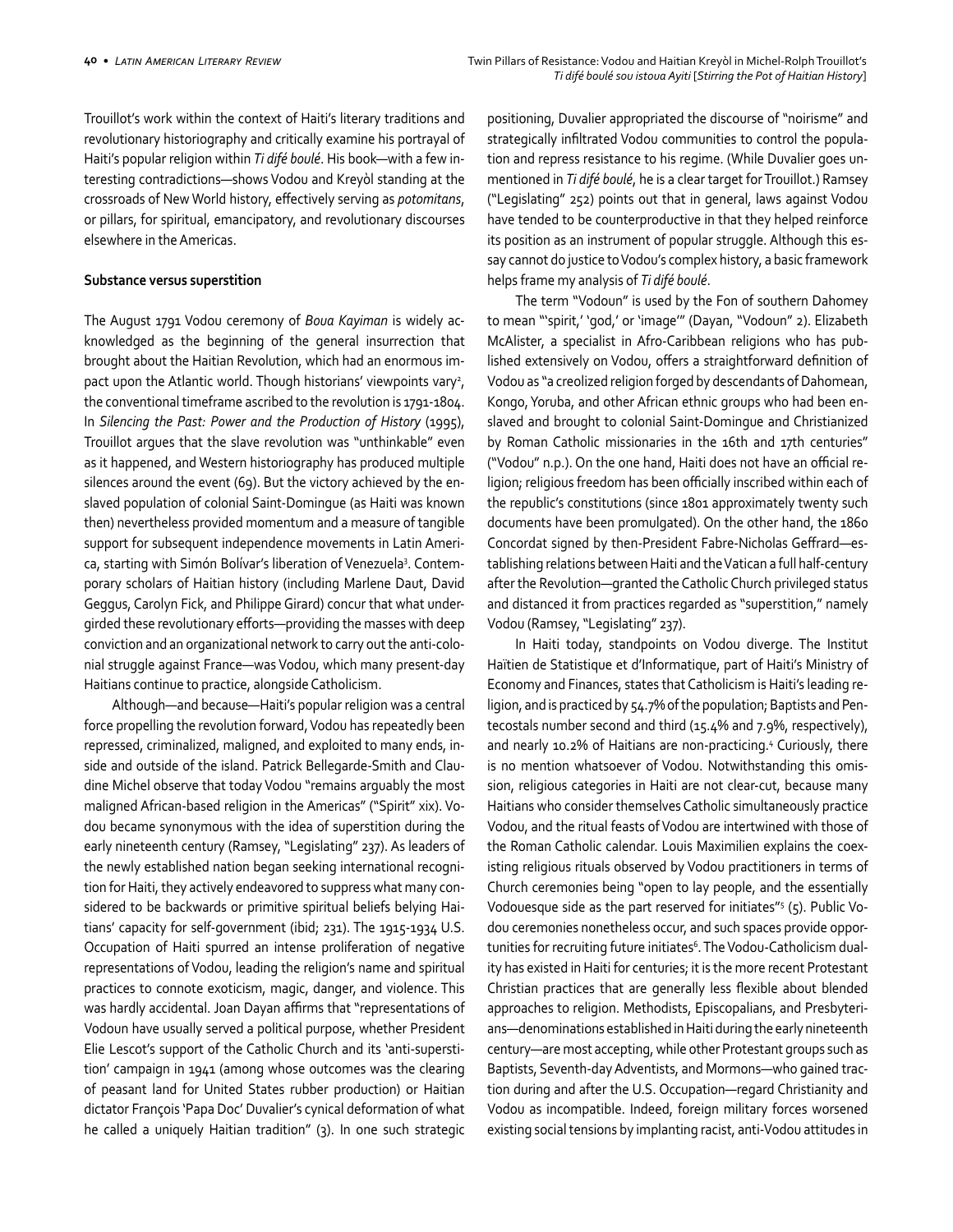Trouillot's work within the context of Haiti's literary traditions and revolutionary historiography and critically examine his portrayal of Haiti's popular religion within *Ti difé boulé*. His book—with a few interesting contradictions—shows Vodou and Kreyòl standing at the crossroads of New World history, effectively serving as *potomitans*, or pillars, for spiritual, emancipatory, and revolutionary discourses elsewhere in the Americas.

**Substance versus superstition**

The August 1791 Vodou ceremony of *Boua Kayiman* is widely acknowledged as the beginning of the general insurrection that brought about the Haitian Revolution, which had an enormous impact upon the Atlantic world. Though historians' viewpoints vary[2], the conventional timeframe ascribed to the revolution is 1791-1804. In *Silencing the Past: Power and the Production of History* (1995), Trouillot argues that the slave revolution was "unthinkable" even as it happened, and Western historiography has produced multiple silences around the event (69). But the victory achieved by the enslaved population of colonial Saint-Domingue (as Haiti was known then) nevertheless provided momentum and a measure of tangible support for subsequent independence movements in Latin America, starting with Simón Bolívar's liberation of Venezuela[3]. Contemporary scholars of Haitian history (including Marlene Daut, David Geggus, Carolyn Fick, and Philippe Girard) concur that what undergirded these revolutionary efforts—providing the masses with deep conviction and an organizational network to carry out the anti-colonial struggle against France—was Vodou, which many present-day Haitians continue to practice, alongside Catholicism.

Although—and because—Haiti's popular religion was a central force propelling the revolution forward, Vodou has repeatedly been repressed, criminalized, maligned, and exploited to many ends, inside and outside of the island. Patrick Bellegarde-Smith and Claudine Michel observe that today Vodou "remains arguably the most maligned African-based religion in the Americas" ("Spirit" xix). Vodou became synonymous with the idea of superstition during the early nineteenth century (Ramsey, "Legislating" 237). As leaders of the newly established nation began seeking international recognition for Haiti, they actively endeavored to suppress what many considered to be backwards or primitive spiritual beliefs belying Haitians' capacity for self-government (ibid; 231). The 1915-1934 U.S. Occupation of Haiti spurred an intense proliferation of negative representations of Vodou, leading the religion's name and spiritual practices to connote exoticism, magic, danger, and violence. This was hardly accidental. Joan Dayan affirms that "representations of Vodoun have usually served a political purpose, whether President Elie Lescot's support of the Catholic Church and its 'anti-superstition' campaign in 1941 (among whose outcomes was the clearing of peasant land for United States rubber production) or Haitian dictator François 'Papa Doc' Duvalier's cynical deformation of what he called a uniquely Haitian tradition" (3). In one such strategic positioning, Duvalier appropriated the discourse of "noirisme" and strategically infiltrated Vodou communities to control the population and repress resistance to his regime. (While Duvalier goes unmentioned in *Ti difé boulé*, he is a clear target for Trouillot.) Ramsey ("Legislating" 252) points out that in general, laws against Vodou have tended to be counterproductive in that they helped reinforce its position as an instrument of popular struggle. Although this essay cannot do justice to Vodou's complex history, a basic framework helps frame my analysis of *Ti difé boulé*.

The term "Vodoun" is used by the Fon of southern Dahomey to mean "'spirit,' 'god,' or 'image'" (Dayan, "Vodoun" 2). Elizabeth McAlister, a specialist in Afro-Caribbean religions who has published extensively on Vodou, offers a straightforward definition of Vodou as "a creolized religion forged by descendants of Dahomean, Kongo, Yoruba, and other African ethnic groups who had been enslaved and brought to colonial Saint-Domingue and Christianized by Roman Catholic missionaries in the 16th and 17th centuries" ("Vodou" n.p.). On the one hand, Haiti does not have an official religion; religious freedom has been officially inscribed within each of the republic's constitutions (since 1801 approximately twenty such documents have been promulgated). On the other hand, the 1860 Concordat signed by then-President Fabre-Nicholas Geffrard—establishing relations between Haiti and the Vatican a full half-century after the Revolution—granted the Catholic Church privileged status and distanced it from practices regarded as "superstition," namely Vodou (Ramsey, "Legislating" 237).

In Haiti today, standpoints on Vodou diverge. The Institut Haïtien de Statistique et d'Informatique, part of Haiti's Ministry of Economy and Finances, states that Catholicism is Haiti's leading religion, and is practiced by 54.7% of the population; Baptists and Pentecostals number second and third (15.4% and 7.9%, respectively), and nearly 10.2% of Haitians are non-practicing.[4] Curiously, there is no mention whatsoever of Vodou. Notwithstanding this omission, religious categories in Haiti are not clear-cut, because many Haitians who consider themselves Catholic simultaneously practice Vodou, and the ritual feasts of Vodou are intertwined with those of the Roman Catholic calendar. Louis Maximilien explains the coexisting religious rituals observed by Vodou practitioners in terms of Church ceremonies being "open to lay people, and the essentially Vodouesque side as the part reserved for initiates"[5] (5). Public Vodou ceremonies nonetheless occur, and such spaces provide opportunities for recruiting future initiates[6]. The Vodou-Catholicism duality has existed in Haiti for centuries; it is the more recent Protestant Christian practices that are generally less flexible about blended approaches to religion. Methodists, Episcopalians, and Presbyterians—denominations established in Haiti during the early nineteenth century—are most accepting, while other Protestant groups such as Baptists, Seventh-day Adventists, and Mormons—who gained traction during and after the U.S. Occupation—regard Christianity and Vodou as incompatible. Indeed, foreign military forces worsened existing social tensions by implanting racist, anti-Vodou attitudes in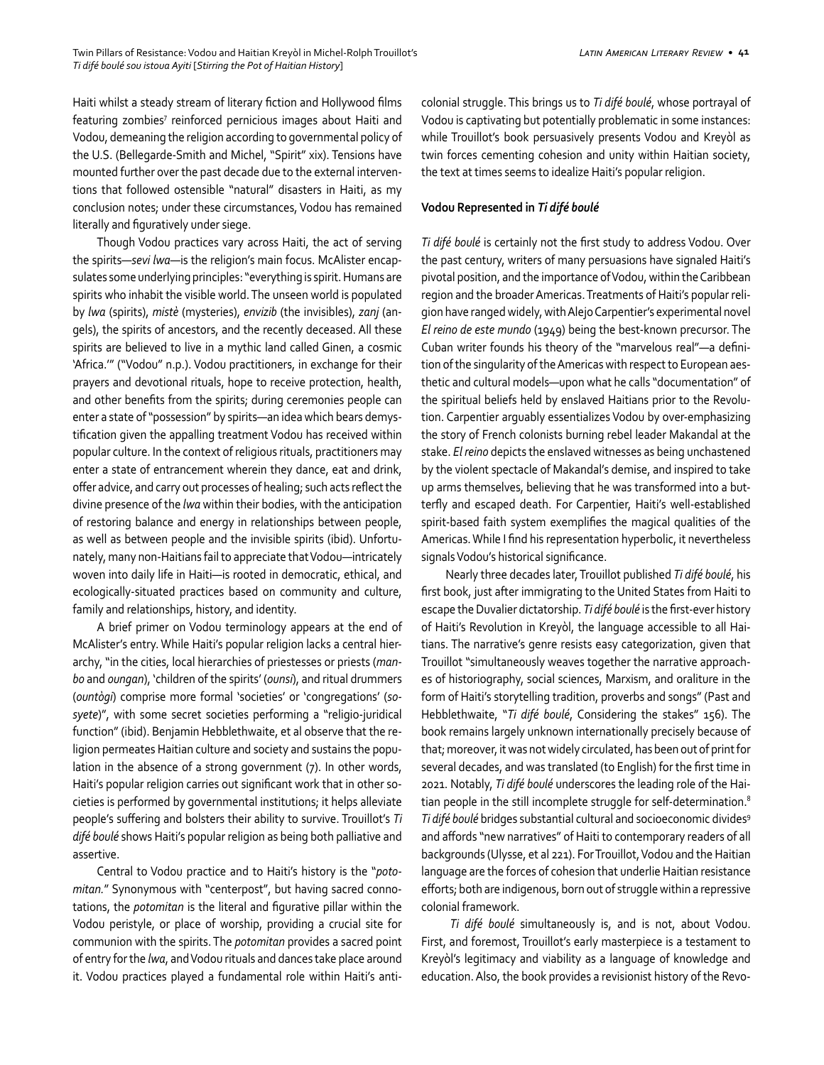Haiti whilst a steady stream of literary fiction and Hollywood films featuring zombies[7] reinforced pernicious images about Haiti and Vodou, demeaning the religion according to governmental policy of the U.S. (Bellegarde-Smith and Michel, "Spirit" xix). Tensions have mounted further over the past decade due to the external interventions that followed ostensible "natural" disasters in Haiti, as my conclusion notes; under these circumstances, Vodou has remained literally and figuratively under siege.

Though Vodou practices vary across Haiti, the act of serving the spirits—*sevi lwa*—is the religion's main focus. McAlister encapsulates some underlying principles: "everything is spirit. Humans are spirits who inhabit the visible world. The unseen world is populated by *lwa* (spirits), *mistè* (mysteries), *envizib* (the invisibles), *zanj* (angels), the spirits of ancestors, and the recently deceased. All these spirits are believed to live in a mythic land called Ginen, a cosmic 'Africa.'" ("Vodou" n.p.). Vodou practitioners, in exchange for their prayers and devotional rituals, hope to receive protection, health, and other benefits from the spirits; during ceremonies people can enter a state of "possession" by spirits—an idea which bears demystification given the appalling treatment Vodou has received within popular culture. In the context of religious rituals, practitioners may enter a state of entrancement wherein they dance, eat and drink, offer advice, and carry out processes of healing; such acts reflect the divine presence of the *lwa* within their bodies, with the anticipation of restoring balance and energy in relationships between people, as well as between people and the invisible spirits (ibid). Unfortunately, many non-Haitians fail to appreciate that Vodou—intricately woven into daily life in Haiti—is rooted in democratic, ethical, and ecologically-situated practices based on community and culture, family and relationships, history, and identity.

A brief primer on Vodou terminology appears at the end of McAlister's entry. While Haiti's popular religion lacks a central hierarchy, "in the cities, local hierarchies of priestesses or priests (*manbo* and *oungan*), 'children of the spirits' (*ounsi*), and ritual drummers (*ountògi*) comprise more formal 'societies' or 'congregations' (*sosyete*)", with some secret societies performing a "religio-juridical function" (ibid). Benjamin Hebblethwaite, et al observe that the religion permeates Haitian culture and society and sustains the population in the absence of a strong government (7). In other words, Haiti's popular religion carries out significant work that in other societies is performed by governmental institutions; it helps alleviate people's suffering and bolsters their ability to survive. Trouillot's *Ti difé boulé* shows Haiti's popular religion as being both palliative and assertive.

Central to Vodou practice and to Haiti's history is the "*potomitan*." Synonymous with "centerpost", but having sacred connotations, the *potomitan* is the literal and figurative pillar within the Vodou peristyle, or place of worship, providing a crucial site for communion with the spirits. The *potomitan* provides a sacred point of entry for the *lwa*, and Vodou rituals and dances take place around it. Vodou practices played a fundamental role within Haiti's anti-colonial struggle. This brings us to *Ti difé boulé*, whose portrayal of Vodou is captivating but potentially problematic in some instances: while Trouillot's book persuasively presents Vodou and Kreyòl as twin forces cementing cohesion and unity within Haitian society, the text at times seems to idealize Haiti's popular religion.

### Vodou Represented in *Ti difé boulé*

*Ti difé boulé* is certainly not the first study to address Vodou. Over the past century, writers of many persuasions have signaled Haiti's pivotal position, and the importance of Vodou, within the Caribbean region and the broader Americas. Treatments of Haiti's popular religion have ranged widely, with Alejo Carpentier's experimental novel *El reino de este mundo* (1949) being the best-known precursor. The Cuban writer founds his theory of the "marvelous real"—a definition of the singularity of the Americas with respect to European aesthetic and cultural models—upon what he calls "documentation" of the spiritual beliefs held by enslaved Haitians prior to the Revolution. Carpentier arguably essentializes Vodou by over-emphasizing the story of French colonists burning rebel leader Makandal at the stake. *El reino* depicts the enslaved witnesses as being unchastened by the violent spectacle of Makandal's demise, and inspired to take up arms themselves, believing that he was transformed into a butterfly and escaped death. For Carpentier, Haiti's well-established spirit-based faith system exemplifies the magical qualities of the Americas. While I find his representation hyperbolic, it nevertheless signals Vodou's historical significance.

Nearly three decades later, Trouillot published *Ti difé boulé*, his first book, just after immigrating to the United States from Haiti to escape the Duvalier dictatorship. *Ti difé boulé* is the first-ever history of Haiti's Revolution in Kreyòl, the language accessible to all Haitians. The narrative's genre resists easy categorization, given that Trouillot "simultaneously weaves together the narrative approaches of historiography, social sciences, Marxism, and oraliture in the form of Haiti's storytelling tradition, proverbs and songs" (Past and Hebblethwaite, "*Ti difé boulé*, Considering the stakes" 156). The book remains largely unknown internationally precisely because of that; moreover, it was not widely circulated, has been out of print for several decades, and was translated (to English) for the first time in 2021. Notably, *Ti difé boulé* underscores the leading role of the Haitian people in the still incomplete struggle for self-determination.[8] *Ti difé boulé* bridges substantial cultural and socioeconomic divides[9] and affords "new narratives" of Haiti to contemporary readers of all backgrounds (Ulysse, et al 221). For Trouillot, Vodou and the Haitian language are the forces of cohesion that underlie Haitian resistance efforts; both are indigenous, born out of struggle within a repressive colonial framework.

*Ti difé boulé* simultaneously is, and is not, about Vodou. First, and foremost, Trouillot's early masterpiece is a testament to Kreyòl's legitimacy and viability as a language of knowledge and education. Also, the book provides a revisionist history of the Revo-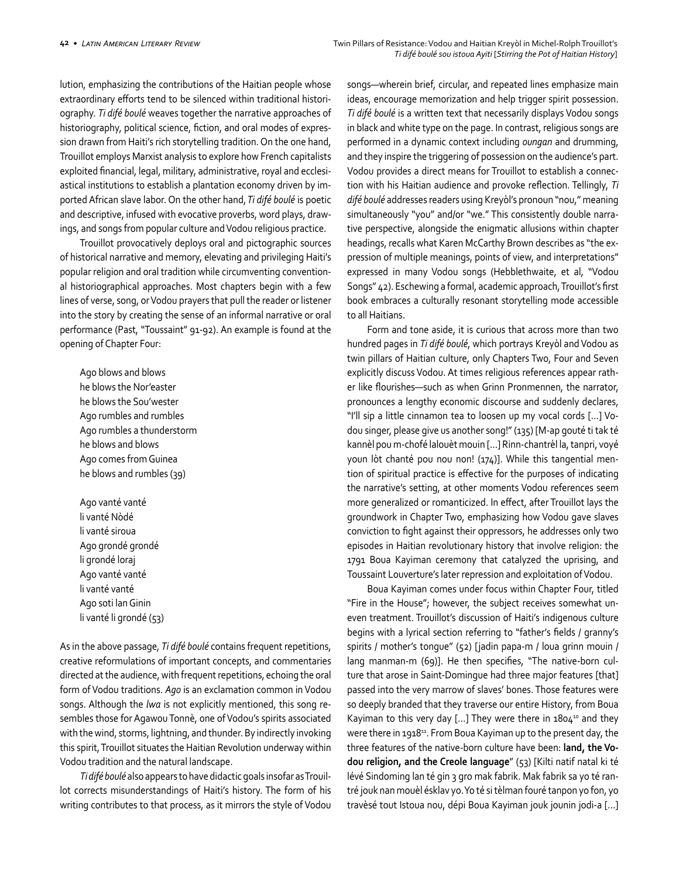lution, emphasizing the contributions of the Haitian people whose extraordinary efforts tend to be silenced within traditional historiography. *Ti difé boulé* weaves together the narrative approaches of historiography, political science, fiction, and oral modes of expression drawn from Haiti's rich storytelling tradition. On the one hand, Trouillot employs Marxist analysis to explore how French capitalists exploited financial, legal, military, administrative, royal and ecclesiastical institutions to establish a plantation economy driven by imported African slave labor. On the other hand, *Ti difé boulé* is poetic and descriptive, infused with evocative proverbs, word plays, drawings, and songs from popular culture and Vodou religious practice.

Trouillot provocatively deploys oral and pictographic sources of historical narrative and memory, elevating and privileging Haiti's popular religion and oral tradition while circumventing conventional historiographical approaches. Most chapters begin with a few lines of verse, song, or Vodou prayers that pull the reader or listener into the story by creating the sense of an informal narrative or oral performance (Past, "Toussaint" 91-92). An example is found at the opening of Chapter Four:

> Ago blows and blows
> he blows the Nor'easter
> he blows the Sou'wester
> Ago rumbles and rumbles
> Ago rumbles a thunderstorm
> he blows and blows
> Ago comes from Guinea
> he blows and rumbles (39)
>
> Ago vanté vanté
> li vanté Nòdé
> li vanté siroua
> Ago grondé grondé
> li grondé loraj
> Ago vanté vanté
> li vanté vanté
> Ago soti lan Ginin
> li vanté li grondé (53)

As in the above passage, *Ti difé boulé* contains frequent repetitions, creative reformulations of important concepts, and commentaries directed at the audience, with frequent repetitions, echoing the oral form of Vodou traditions. *Ago* is an exclamation common in Vodou songs. Although the *lwa* is not explicitly mentioned, this song resembles those for Agawou Tonnè, one of Vodou's spirits associated with the wind, storms, lightning, and thunder. By indirectly invoking this spirit, Trouillot situates the Haitian Revolution underway within Vodou tradition and the natural landscape.

*Ti difé boulé* also appears to have didactic goals insofar as Trouillot corrects misunderstandings of Haiti's history. The form of his writing contributes to that process, as it mirrors the style of Vodou songs—wherein brief, circular, and repeated lines emphasize main ideas, encourage memorization and help trigger spirit possession. *Ti difé boulé* is a written text that necessarily displays Vodou songs in black and white type on the page. In contrast, religious songs are performed in a dynamic context including *oungan* and drumming, and they inspire the triggering of possession on the audience's part. Vodou provides a direct means for Trouillot to establish a connection with his Haitian audience and provoke reflection. Tellingly, *Ti difé boulé* addresses readers using Kreyòl's pronoun "nou," meaning simultaneously "you" and/or "we." This consistently double narrative perspective, alongside the enigmatic allusions within chapter headings, recalls what Karen McCarthy Brown describes as "the expression of multiple meanings, points of view, and interpretations" expressed in many Vodou songs (Hebblethwaite, et al, "Vodou Songs" 42). Eschewing a formal, academic approach, Trouillot's first book embraces a culturally resonant storytelling mode accessible to all Haitians.

Form and tone aside, it is curious that across more than two hundred pages in *Ti difé boulé*, which portrays Kreyòl and Vodou as twin pillars of Haitian culture, only Chapters Two, Four and Seven explicitly discuss Vodou. At times religious references appear rather like flourishes—such as when Grinn Pronmennen, the narrator, pronounces a lengthy economic discourse and suddenly declares, "I'll sip a little cinnamon tea to loosen up my vocal cords [...] Vodou singer, please give us another song!" (135) [M-ap gouté ti tak té kannèl pou m-chofé lalouèt mouin [...] Rinn-chantrèl la, tanpri, voyé youn lòt chanté pou nou non! (174)]. While this tangential mention of spiritual practice is effective for the purposes of indicating the narrative's setting, at other moments Vodou references seem more generalized or romanticized. In effect, after Trouillot lays the groundwork in Chapter Two, emphasizing how Vodou gave slaves conviction to fight against their oppressors, he addresses only two episodes in Haitian revolutionary history that involve religion: the 1791 Boua Kayiman ceremony that catalyzed the uprising, and Toussaint Louverture's later repression and exploitation of Vodou.

Boua Kayiman comes under focus within Chapter Four, titled "Fire in the House"; however, the subject receives somewhat uneven treatment. Trouillot's discussion of Haiti's indigenous culture begins with a lyrical section referring to "father's fields / granny's spirits / mother's tongue" (52) [jadin papa-m / loua grinn mouin / lang manman-m (69)]. He then specifies, "The native-born culture that arose in Saint-Domingue had three major features [that] passed into the very marrow of slaves' bones. Those features were so deeply branded that they traverse our entire History, from Boua Kayiman to this very day [...] They were there in 1804[10] and they were there in 1918[11]. From Boua Kayiman up to the present day, the three features of the native-born culture have been: **land, the Vodou religion, and the Creole language**" (53) [Kilti natif natal ki té lévé Sindoming lan té gin 3 gro mak fabrik. Mak fabrik sa yo té rantré jouk nan mouèl ésklav yo. Yo té si tèlman fouré tanpon yo fon, yo travèsé tout Istoua nou, dépi Boua Kayiman jouk jounin jodi-a [...]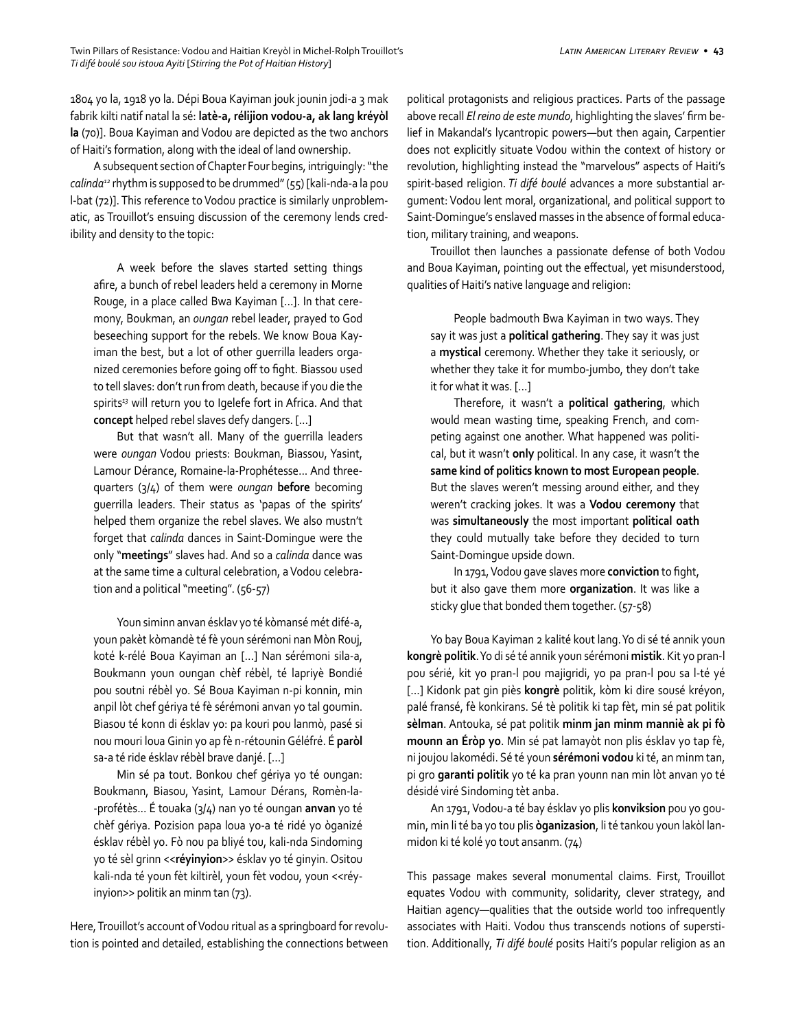1804 yo la, 1918 yo la. Dépi Boua Kayiman jouk jounin jodi-a 3 mak fabrik kilti natif natal la sé: **latè-a, rélijion vodou-a, ak lang kréyòl la** (70)]. Boua Kayiman and Vodou are depicted as the two anchors of Haiti's formation, along with the ideal of land ownership.

A subsequent section of Chapter Four begins, intriguingly: "the *calinda*[12] rhythm is supposed to be drummed" (55) [kali-nda-a la pou l-bat (72)]. This reference to Vodou practice is similarly unproblematic, as Trouillot's ensuing discussion of the ceremony lends credibility and density to the topic:

> A week before the slaves started setting things afire, a bunch of rebel leaders held a ceremony in Morne Rouge, in a place called Bwa Kayiman [...]. In that ceremony, Boukman, an *oungan* rebel leader, prayed to God beseeching support for the rebels. We know Boua Kayiman the best, but a lot of other guerrilla leaders organized ceremonies before going off to fight. Biassou used to tell slaves: don't run from death, because if you die the spirits[13] will return you to Igelefe fort in Africa. And that **concept** helped rebel slaves defy dangers. [...]
>
> But that wasn't all. Many of the guerrilla leaders were *oungan* Vodou priests: Boukman, Biassou, Yasint, Lamour Dérance, Romaine-la-Prophétesse... And three-quarters (3/4) of them were *oungan* **before** becoming guerrilla leaders. Their status as 'papas of the spirits' helped them organize the rebel slaves. We also mustn't forget that *calinda* dances in Saint-Domingue were the only "**meetings**" slaves had. And so a *calinda* dance was at the same time a cultural celebration, a Vodou celebration and a political "meeting". (56-57)
>
> Youn siminn anvan ésklav yo té kòmansé mét difé-a, youn pakèt kòmandè té fè youn sérémoni nan Mòn Rouj, koté k-rélé Boua Kayiman an [...] Nan sérémoni sila-a, Boukmann youn oungan chèf rébèl, té lapriyè Bondié pou soutni rébèl yo. Sé Boua Kayiman n-pi konnin, min anpil lòt chef gériya té fè sérémoni anvan yo tal goumin. Biasou té konn di ésklav yo: pa kouri pou lanmò, pasé si nou mouri loua Ginin yo ap fè n-rétounin Géléfré. É **paròl** sa-a té ride ésklav rébèl brave danjé. [...]
>
> Min sé pa tout. Bonkou chef gériya yo té oungan: Boukmann, Biasou, Yasint, Lamour Dérans, Romèn-la--profétès... É touaka (3/4) nan yo té oungan **anvan** yo té chèf gériya. Pozision papa loua yo-a té ridé yo òganizé ésklav rébèl yo. Fò nou pa bliyé tou, kali-nda Sindoming yo té sèl grinn <<**réyinyion**>> ésklav yo té ginyin. Ositou kali-nda té youn fèt kiltirèl, youn fèt vodou, youn <<réyinyion>> politik an minm tan (73).

Here, Trouillot's account of Vodou ritual as a springboard for revolution is pointed and detailed, establishing the connections between political protagonists and religious practices. Parts of the passage above recall *El reino de este mundo*, highlighting the slaves' firm belief in Makandal's lycantropic powers—but then again, Carpentier does not explicitly situate Vodou within the context of history or revolution, highlighting instead the "marvelous" aspects of Haiti's spirit-based religion. *Ti difé boulé* advances a more substantial argument: Vodou lent moral, organizational, and political support to Saint-Domingue's enslaved masses in the absence of formal education, military training, and weapons.

Trouillot then launches a passionate defense of both Vodou and Boua Kayiman, pointing out the effectual, yet misunderstood, qualities of Haiti's native language and religion:

> People badmouth Bwa Kayiman in two ways. They say it was just a **political gathering**. They say it was just a **mystical** ceremony. Whether they take it seriously, or whether they take it for mumbo-jumbo, they don't take it for what it was. [...]
>
> Therefore, it wasn't a **political gathering**, which would mean wasting time, speaking French, and competing against one another. What happened was political, but it wasn't **only** political. In any case, it wasn't the **same kind of politics known to most European people**. But the slaves weren't messing around either, and they weren't cracking jokes. It was a **Vodou ceremony** that was **simultaneously** the most important **political oath** they could mutually take before they decided to turn Saint-Domingue upside down.
>
> In 1791, Vodou gave slaves more **conviction** to fight, but it also gave them more **organization**. It was like a sticky glue that bonded them together. (57-58)
>
> Yo bay Boua Kayiman 2 kalité kout lang. Yo di sé té annik youn **kongrè politik**. Yo di sé té annik youn sérémoni **mistik**. Kit yo pran-l pou sérié, kit yo pran-l pou majigridi, yo pa pran-l pou sa l-té yé [...] Kidonk pat gin piès **kongrè** politik, kòm ki dire sousé kréyon, palé fransé, fè konkirans. Sé tè politik ki tap fèt, min sé pat politik **sèlman**. Antouka, sé pat politik **minm jan minm manniè ak pi fò mounn an Éròp yo**. Min sé pat lamayòt non plis ésklav yo tap fè, ni joujou lakomédi. Sé té youn **sérémoni vodou** ki té, an minm tan, pi gro **garanti politik** yo té ka pran younn nan min lòt anvan yo té désidé viré Sindoming tèt anba.
>
> An 1791, Vodou-a té bay ésklav yo plis **konviksion** pou yo goumin, min li té ba yo tou plis **òganizasion**, li té tankou youn lakòl lanmidon ki té kolé yo tout ansanm. (74)

This passage makes several monumental claims. First, Trouillot equates Vodou with community, solidarity, clever strategy, and Haitian agency—qualities that the outside world too infrequently associates with Haiti. Vodou thus transcends notions of superstition. Additionally, *Ti difé boulé* posits Haiti's popular religion as an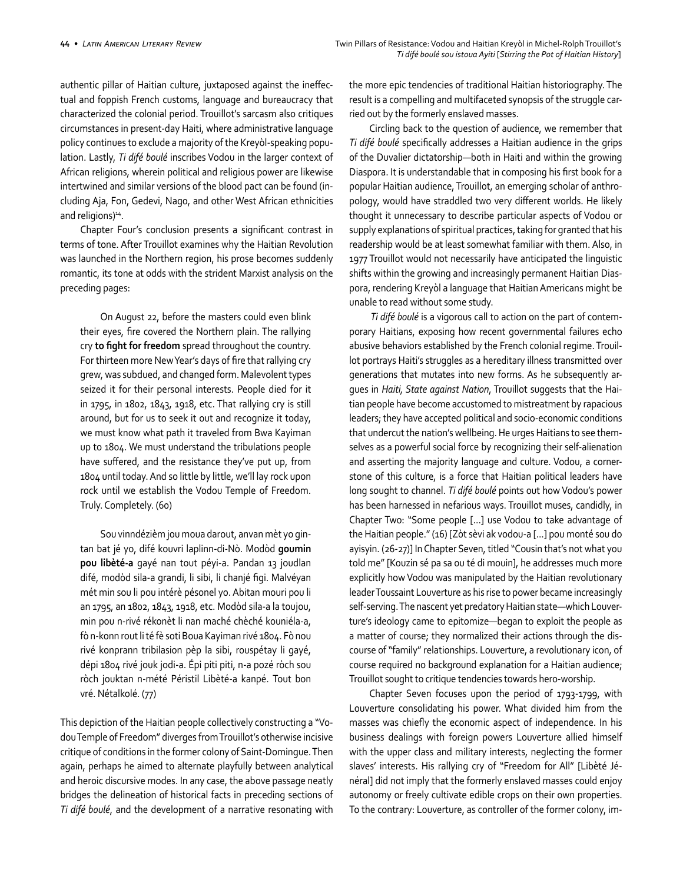authentic pillar of Haitian culture, juxtaposed against the ineffectual and foppish French customs, language and bureaucracy that characterized the colonial period. Trouillot's sarcasm also critiques circumstances in present-day Haiti, where administrative language policy continues to exclude a majority of the Kreyòl-speaking population. Lastly, *Ti difé boulé* inscribes Vodou in the larger context of African religions, wherein political and religious power are likewise intertwined and similar versions of the blood pact can be found (including Aja, Fon, Gedevi, Nago, and other West African ethnicities and religions)[14].

Chapter Four's conclusion presents a significant contrast in terms of tone. After Trouillot examines why the Haitian Revolution was launched in the Northern region, his prose becomes suddenly romantic, its tone at odds with the strident Marxist analysis on the preceding pages:

> On August 22, before the masters could even blink their eyes, fire covered the Northern plain. The rallying cry **to fight for freedom** spread throughout the country. For thirteen more New Year's days of fire that rallying cry grew, was subdued, and changed form. Malevolent types seized it for their personal interests. People died for it in 1795, in 1802, 1843, 1918, etc. That rallying cry is still around, but for us to seek it out and recognize it today, we must know what path it traveled from Bwa Kayiman up to 1804. We must understand the tribulations people have suffered, and the resistance they've put up, from 1804 until today. And so little by little, we'll lay rock upon rock until we establish the Vodou Temple of Freedom. Truly. Completely. (60)

> Sou vinndézièm jou moua darout, anvan mèt yo gintan bat jé yo, difé kouvri laplinn-di-Nò. Modòd **goumin pou libèté-a** gayé nan tout péyi-a. Pandan 13 joudlan difé, modòd sila-a grandi, li sibi, li chanjé figi. Malvéyan mét min sou li pou intérè pésonel yo. Abitan mouri pou li an 1795, an 1802, 1843, 1918, etc. Modòd sila-a la toujou, min pou n-rivé rékonèt li nan maché chèché kouniéla-a, fò n-konn rout li té fè soti Boua Kayiman rivé 1804. Fò nou rivé konprann tribilasion pèp la sibi, rouspétay li gayé, dépi 1804 rivé jouk jodi-a. Épi piti piti, n-a pozé ròch sou ròch jouktan n-mété Péristil Libèté-a kanpé. Tout bon vré. Nétalkolé. (77)

This depiction of the Haitian people collectively constructing a "Vodou Temple of Freedom" diverges from Trouillot's otherwise incisive critique of conditions in the former colony of Saint-Domingue. Then again, perhaps he aimed to alternate playfully between analytical and heroic discursive modes. In any case, the above passage neatly bridges the delineation of historical facts in preceding sections of *Ti difé boulé*, and the development of a narrative resonating with the more epic tendencies of traditional Haitian historiography. The result is a compelling and multifaceted synopsis of the struggle carried out by the formerly enslaved masses.

Circling back to the question of audience, we remember that *Ti difé boulé* specifically addresses a Haitian audience in the grips of the Duvalier dictatorship—both in Haiti and within the growing Diaspora. It is understandable that in composing his first book for a popular Haitian audience, Trouillot, an emerging scholar of anthropology, would have straddled two very different worlds. He likely thought it unnecessary to describe particular aspects of Vodou or supply explanations of spiritual practices, taking for granted that his readership would be at least somewhat familiar with them. Also, in 1977 Trouillot would not necessarily have anticipated the linguistic shifts within the growing and increasingly permanent Haitian Diaspora, rendering Kreyòl a language that Haitian Americans might be unable to read without some study.

*Ti difé boulé* is a vigorous call to action on the part of contemporary Haitians, exposing how recent governmental failures echo abusive behaviors established by the French colonial regime. Trouillot portrays Haiti's struggles as a hereditary illness transmitted over generations that mutates into new forms. As he subsequently argues in *Haiti, State against Nation*, Trouillot suggests that the Haitian people have become accustomed to mistreatment by rapacious leaders; they have accepted political and socio-economic conditions that undercut the nation's wellbeing. He urges Haitians to see themselves as a powerful social force by recognizing their self-alienation and asserting the majority language and culture. Vodou, a cornerstone of this culture, is a force that Haitian political leaders have long sought to channel. *Ti difé boulé* points out how Vodou's power has been harnessed in nefarious ways. Trouillot muses, candidly, in Chapter Two: "Some people […] use Vodou to take advantage of the Haitian people." (16) [Zòt sèvi ak vodou-a […] pou monté sou do ayisyin. (26-27)] In Chapter Seven, titled "Cousin that's not what you told me" [Kouzin sé pa sa ou té di mouin], he addresses much more explicitly how Vodou was manipulated by the Haitian revolutionary leader Toussaint Louverture as his rise to power became increasingly self-serving. The nascent yet predatory Haitian state—which Louverture's ideology came to epitomize—began to exploit the people as a matter of course; they normalized their actions through the discourse of "family" relationships. Louverture, a revolutionary icon, of course required no background explanation for a Haitian audience; Trouillot sought to critique tendencies towards hero-worship.

Chapter Seven focuses upon the period of 1793-1799, with Louverture consolidating his power. What divided him from the masses was chiefly the economic aspect of independence. In his business dealings with foreign powers Louverture allied himself with the upper class and military interests, neglecting the former slaves' interests. His rallying cry of "Freedom for All" [Libèté Jénéral] did not imply that the formerly enslaved masses could enjoy autonomy or freely cultivate edible crops on their own properties. To the contrary: Louverture, as controller of the former colony, im-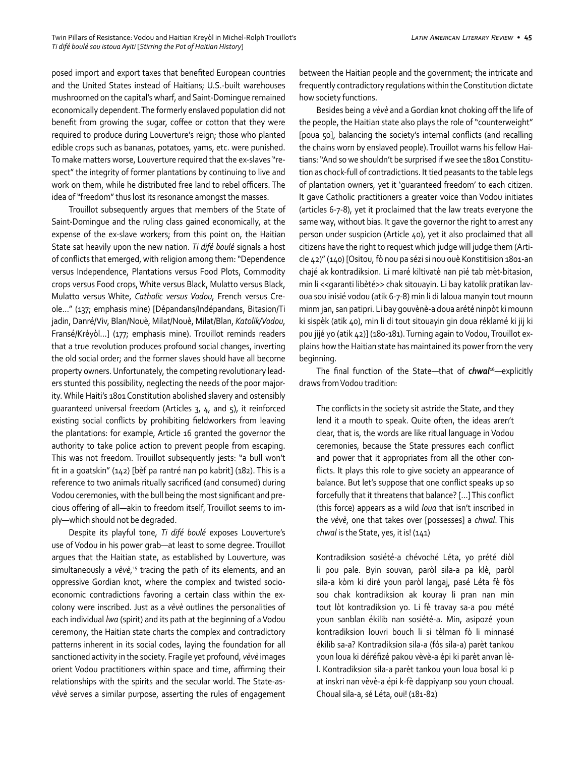posed import and export taxes that benefited European countries and the United States instead of Haitians; U.S.-built warehouses mushroomed on the capital's wharf, and Saint-Domingue remained economically dependent. The formerly enslaved population did not benefit from growing the sugar, coffee or cotton that they were required to produce during Louverture's reign; those who planted edible crops such as bananas, potatoes, yams, etc. were punished. To make matters worse, Louverture required that the ex-slaves "respect" the integrity of former plantations by continuing to live and work on them, while he distributed free land to rebel officers. The idea of "freedom" thus lost its resonance amongst the masses.

Trouillot subsequently argues that members of the State of Saint-Domingue and the ruling class gained economically, at the expense of the ex-slave workers; from this point on, the Haitian State sat heavily upon the new nation. *Ti difé boulé* signals a host of conflicts that emerged, with religion among them: "Dependence versus Independence, Plantations versus Food Plots, Commodity crops versus Food crops, White versus Black, Mulatto versus Black, Mulatto versus White, *Catholic versus Vodou*, French versus Creole…" (137; emphasis mine) [Dépandans/Indépandans, Bitasion/Ti jadin, Danré/Viv, Blan/Nouè, Milat/Nouè, Milat/Blan, *Katolik/Vodou*, Fransé/Kréyòl…] (177; emphasis mine). Trouillot reminds readers that a true revolution produces profound social changes, inverting the old social order; and the former slaves should have all become property owners. Unfortunately, the competing revolutionary leaders stunted this possibility, neglecting the needs of the poor majority. While Haiti's 1801 Constitution abolished slavery and ostensibly guaranteed universal freedom (Articles 3, 4, and 5), it reinforced existing social conflicts by prohibiting fieldworkers from leaving the plantations: for example, Article 16 granted the governor the authority to take police action to prevent people from escaping. This was not freedom. Trouillot subsequently jests: "a bull won't fit in a goatskin" (142) [bèf pa rantré nan po kabrit] (182). This is a reference to two animals ritually sacrificed (and consumed) during Vodou ceremonies, with the bull being the most significant and precious offering of all—akin to freedom itself, Trouillot seems to imply—which should not be degraded.

Despite its playful tone, *Ti difé boulé* exposes Louverture's use of Vodou in his power grab—at least to some degree. Trouillot argues that the Haitian state, as established by Louverture, was simultaneously a *vèvè*,[15] tracing the path of its elements, and an oppressive Gordian knot, where the complex and twisted socio-economic contradictions favoring a certain class within the ex-colony were inscribed. Just as a *vèvè* outlines the personalities of each individual *lwa* (spirit) and its path at the beginning of a Vodou ceremony, the Haitian state charts the complex and contradictory patterns inherent in its social codes, laying the foundation for all sanctioned activity in the society. Fragile yet profound, *vèvè* images orient Vodou practitioners within space and time, affirming their relationships with the spirits and the secular world. The State-as-*vèvè* serves a similar purpose, asserting the rules of engagement between the Haitian people and the government; the intricate and frequently contradictory regulations within the Constitution dictate how society functions.

Besides being a *vèvè* and a Gordian knot choking off the life of the people, the Haitian state also plays the role of "counterweight" [poua 50], balancing the society's internal conflicts (and recalling the chains worn by enslaved people). Trouillot warns his fellow Haitians: "And so we shouldn't be surprised if we see the 1801 Constitution as chock-full of contradictions. It tied peasants to the table legs of plantation owners, yet it 'guaranteed freedom' to each citizen. It gave Catholic practitioners a greater voice than Vodou initiates (articles 6-7-8), yet it proclaimed that the law treats everyone the same way, without bias. It gave the governor the right to arrest any person under suspicion (Article 40), yet it also proclaimed that all citizens have the right to request which judge will judge them (Article 42)" (140) [Ositou, fò nou pa sézi si nou ouè Konstitision 1801-an chajé ak kontradiksion. Li maré kiltivatè nan pié tab mèt-bitasion, min li <<garanti libèté>> chak sitouayin. Li bay katolik pratikan lavoua sou inisié vodou (atik 6-7-8) min li di laloua manyin tout mounn minm jan, san patipri. Li bay gouvènè-a doua arété ninpòt ki mounn ki sispèk (atik 40), min li di tout sitouayin gin doua réklamé ki jij ki pou jijé yo (atik 42)] (180-181). Turning again to Vodou, Trouillot explains how the Haitian state has maintained its power from the very beginning.

The final function of the State—that of ***chwal***[16]—explicitly draws from Vodou tradition:

> The conflicts in the society sit astride the State, and they lend it a mouth to speak. Quite often, the ideas aren't clear, that is, the words are like ritual language in Vodou ceremonies, because the State pressures each conflict and power that it appropriates from all the other conflicts. It plays this role to give society an appearance of balance. But let's suppose that one conflict speaks up so forcefully that it threatens that balance? […] This conflict (this force) appears as a wild *loua* that isn't inscribed in the *vèvè*, one that takes over [possesses] a *chwal*. This *chwal* is the State, yes, it is! (141)

> Kontradiksion sosiété-a chévoché Léta, yo prété diòl li pou pale. Byin souvan, paròl sila-a pa klè, paròl sila-a kòm ki diré youn paròl langaj, pasé Léta fè fòs sou chak kontradiksion ak kouray li pran nan min tout lòt kontradiksion yo. Li fè travay sa-a pou mété youn sanblan ékilib nan sosiété-a. Min, asipozé youn kontradiksion louvri bouch li si tèlman fò li minnasé ékilib sa-a? Kontradiksion sila-a (fós sila-a) parèt tankou youn loua ki déréfizé pakou vèvè-a épi ki parèt anvan lè-l. Kontradiksion sila-a parèt tankou youn loua bosal ki p at inskri nan vèvè-a épi k-fè dappiyanp sou youn choual. Choual sila-a, sé Léta, oui! (181-82)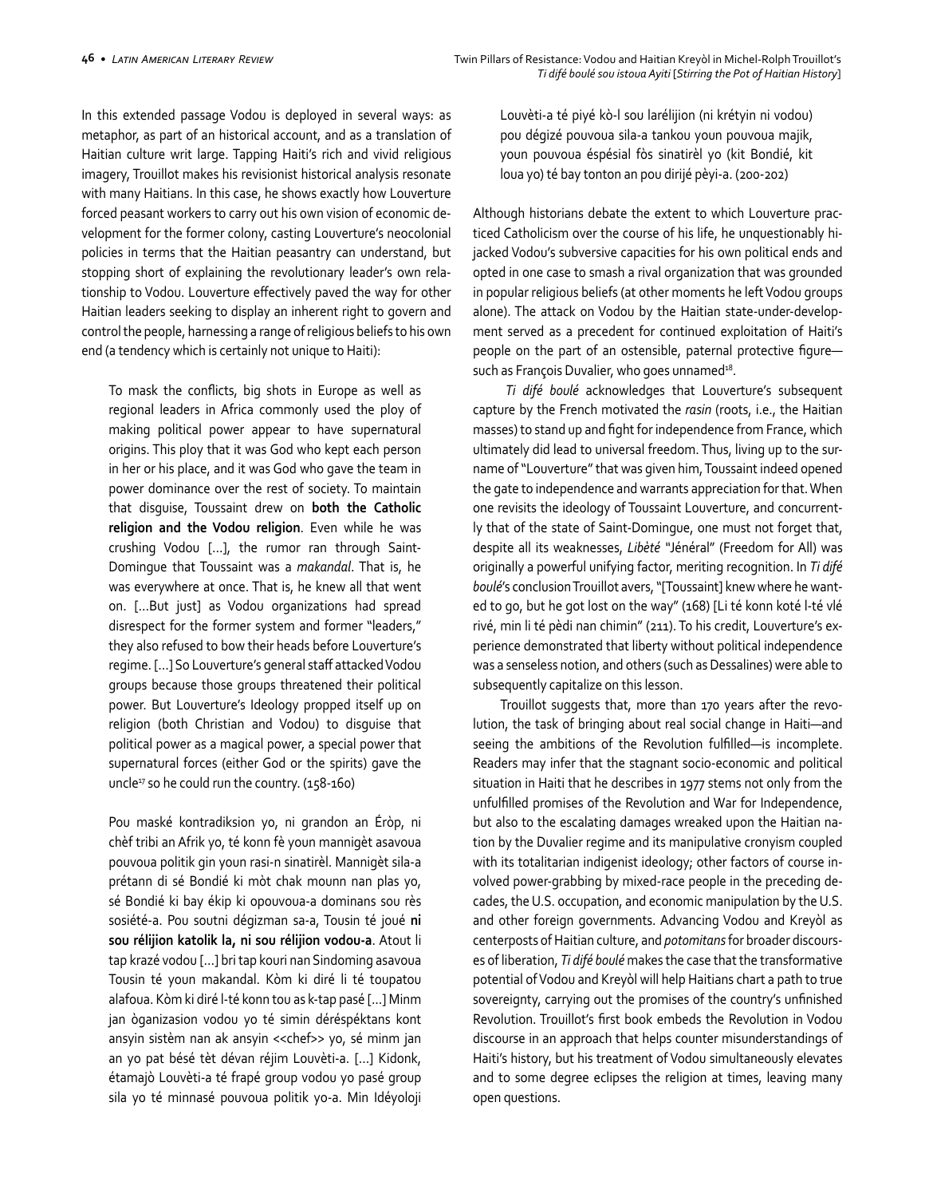In this extended passage Vodou is deployed in several ways: as metaphor, as part of an historical account, and as a translation of Haitian culture writ large. Tapping Haiti's rich and vivid religious imagery, Trouillot makes his revisionist historical analysis resonate with many Haitians. In this case, he shows exactly how Louverture forced peasant workers to carry out his own vision of economic development for the former colony, casting Louverture's neocolonial policies in terms that the Haitian peasantry can understand, but stopping short of explaining the revolutionary leader's own relationship to Vodou. Louverture effectively paved the way for other Haitian leaders seeking to display an inherent right to govern and control the people, harnessing a range of religious beliefs to his own end (a tendency which is certainly not unique to Haiti):

> To mask the conflicts, big shots in Europe as well as regional leaders in Africa commonly used the ploy of making political power appear to have supernatural origins. This ploy that it was God who kept each person in her or his place, and it was God who gave the team in power dominance over the rest of society. To maintain that disguise, Toussaint drew on **both the Catholic religion and the Vodou religion**. Even while he was crushing Vodou [...], the rumor ran through Saint-Domingue that Toussaint was a *makandal*. That is, he was everywhere at once. That is, he knew all that went on. [...But just] as Vodou organizations had spread disrespect for the former system and former "leaders," they also refused to bow their heads before Louverture's regime. [...] So Louverture's general staff attacked Vodou groups because those groups threatened their political power. But Louverture's Ideology propped itself up on religion (both Christian and Vodou) to disguise that political power as a magical power, a special power that supernatural forces (either God or the spirits) gave the uncle[17] so he could run the country. (158-160)

> Pou maské kontradiksion yo, ni grandon an Éròp, ni chèf tribi an Afrik yo, té konn fè youn mannigèt asavoua pouvoua politik gin youn rasi-n sinatirèl. Mannigèt sila-a prétann di sé Bondié ki mòt chak mounn nan plas yo, sé Bondié ki bay ékip ki opouvoua-a dominans sou rès sosiété-a. Pou soutni dégizman sa-a, Tousin té joué **ni sou rélijion katolik la, ni sou rélijion vodou-a**. Atout li tap krazé vodou [...] bri tap kouri nan Sindoming asavoua Tousin té youn makandal. Kòm ki diré li té toupatou alafoua. Kòm ki diré l-té konn tou as k-tap pasé [...] Minm jan òganizasion vodou yo té simin déréspéktans kont ansyin sistèm nan ak ansyin <<chef>> yo, sé minm jan an yo pat bésé tèt dévan réjim Louvèti-a. [...] Kidonk, étamajò Louvèti-a té frapé group vodou yo pasé group sila yo té minnasé pouvoua politik yo-a. Min Idéyoloji Louvèti-a té piyé kò-l sou larélijion (ni krétyin ni vodou) pou dégizé pouvoua sila-a tankou youn pouvoua majik, youn pouvoua éspésial fòs sinatirèl yo (kit Bondié, kit loua yo) té bay tonton an pou dirijé pèyi-a. (200-202)

Although historians debate the extent to which Louverture practiced Catholicism over the course of his life, he unquestionably hijacked Vodou's subversive capacities for his own political ends and opted in one case to smash a rival organization that was grounded in popular religious beliefs (at other moments he left Vodou groups alone). The attack on Vodou by the Haitian state-under-development served as a precedent for continued exploitation of Haiti's people on the part of an ostensible, paternal protective figure—such as François Duvalier, who goes unnamed[18].

*Ti difé boulé* acknowledges that Louverture's subsequent capture by the French motivated the *rasin* (roots, i.e., the Haitian masses) to stand up and fight for independence from France, which ultimately did lead to universal freedom. Thus, living up to the surname of "Louverture" that was given him, Toussaint indeed opened the gate to independence and warrants appreciation for that. When one revisits the ideology of Toussaint Louverture, and concurrently that of the state of Saint-Domingue, one must not forget that, despite all its weaknesses, *Libèté* "Jénéral" (Freedom for All) was originally a powerful unifying factor, meriting recognition. In *Ti difé boulé*'s conclusion Trouillot avers, "[Toussaint] knew where he wanted to go, but he got lost on the way" (168) [Li té konn koté l-té vlé rivé, min li té pèdi nan chimin" (211). To his credit, Louverture's experience demonstrated that liberty without political independence was a senseless notion, and others (such as Dessalines) were able to subsequently capitalize on this lesson.

Trouillot suggests that, more than 170 years after the revolution, the task of bringing about real social change in Haiti—and seeing the ambitions of the Revolution fulfilled—is incomplete. Readers may infer that the stagnant socio-economic and political situation in Haiti that he describes in 1977 stems not only from the unfulfilled promises of the Revolution and War for Independence, but also to the escalating damages wreaked upon the Haitian nation by the Duvalier regime and its manipulative cronyism coupled with its totalitarian indigenist ideology; other factors of course involved power-grabbing by mixed-race people in the preceding decades, the U.S. occupation, and economic manipulation by the U.S. and other foreign governments. Advancing Vodou and Kreyòl as centerposts of Haitian culture, and *potomitans* for broader discourses of liberation, *Ti difé boulé* makes the case that the transformative potential of Vodou and Kreyòl will help Haitians chart a path to true sovereignty, carrying out the promises of the country's unfinished Revolution. Trouillot's first book embeds the Revolution in Vodou discourse in an approach that helps counter misunderstandings of Haiti's history, but his treatment of Vodou simultaneously elevates and to some degree eclipses the religion at times, leaving many open questions.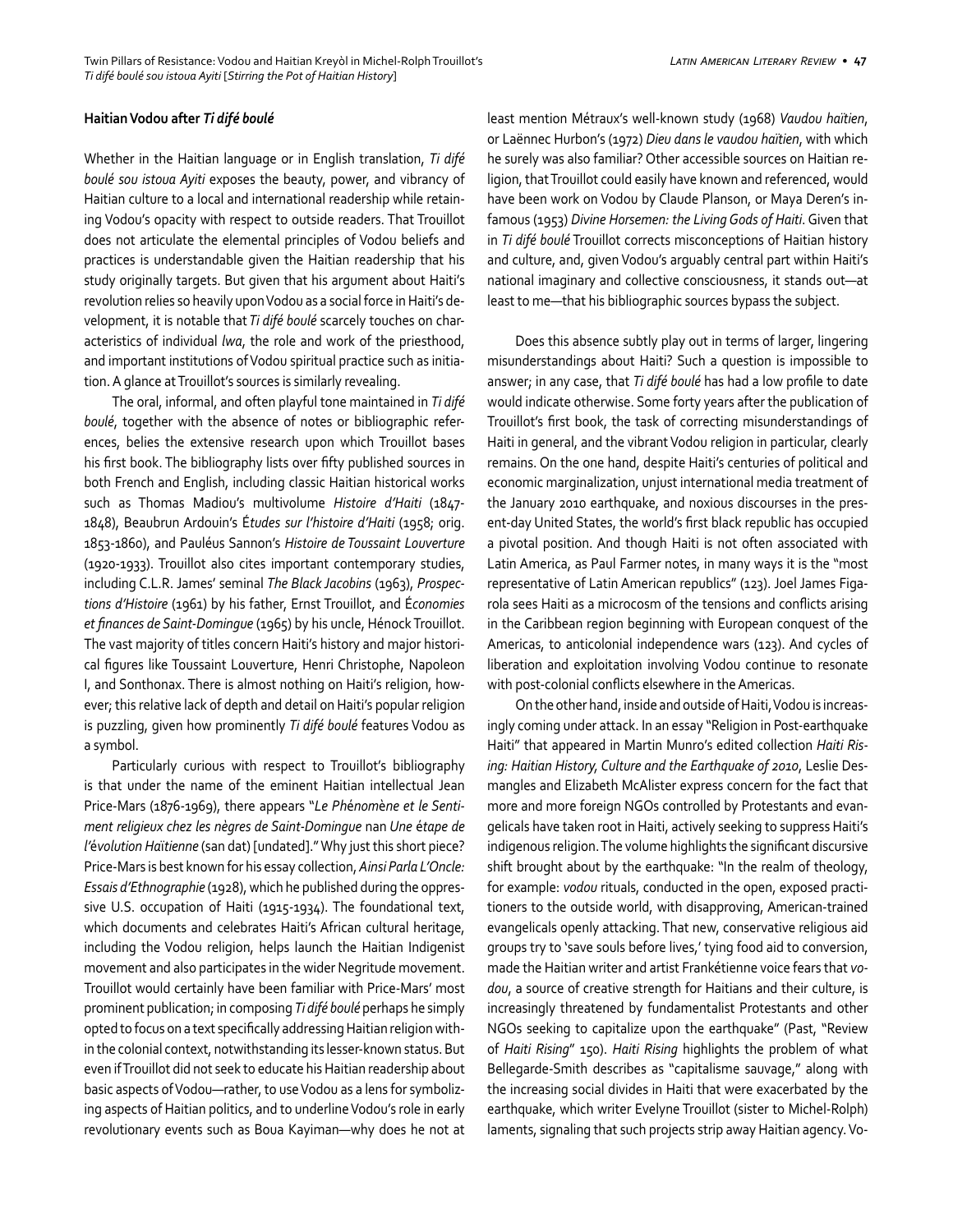### Haitian Vodou after *Ti difé boulé*

Whether in the Haitian language or in English translation, *Ti difé boulé sou istoua Ayiti* exposes the beauty, power, and vibrancy of Haitian culture to a local and international readership while retaining Vodou's opacity with respect to outside readers. That Trouillot does not articulate the elemental principles of Vodou beliefs and practices is understandable given the Haitian readership that his study originally targets. But given that his argument about Haiti's revolution relies so heavily upon Vodou as a social force in Haiti's development, it is notable that *Ti difé boulé* scarcely touches on characteristics of individual *lwa*, the role and work of the priesthood, and important institutions of Vodou spiritual practice such as initiation. A glance at Trouillot's sources is similarly revealing.

The oral, informal, and often playful tone maintained in *Ti difé boulé*, together with the absence of notes or bibliographic references, belies the extensive research upon which Trouillot bases his first book. The bibliography lists over fifty published sources in both French and English, including classic Haitian historical works such as Thomas Madiou's multivolume *Histoire d'Haiti* (1847-1848), Beaubrun Ardouin's *Études sur l'histoire d'Haiti* (1958; orig. 1853-1860), and Pauléus Sannon's *Histoire de Toussaint Louverture* (1920-1933). Trouillot also cites important contemporary studies, including C.L.R. James' seminal *The Black Jacobins* (1963), *Prospections d'Histoire* (1961) by his father, Ernst Trouillot, and *Économies et finances de Saint-Domingue* (1965) by his uncle, Hénock Trouillot. The vast majority of titles concern Haiti's history and major historical figures like Toussaint Louverture, Henri Christophe, Napoleon I, and Sonthonax. There is almost nothing on Haiti's religion, however; this relative lack of depth and detail on Haiti's popular religion is puzzling, given how prominently *Ti difé boulé* features Vodou as a symbol.

Particularly curious with respect to Trouillot's bibliography is that under the name of the eminent Haitian intellectual Jean Price-Mars (1876-1969), there appears "*Le Phénomène et le Sentiment religieux chez les nègres de Saint-Domingue* nan *Une étape de l'évolution Haïtienne* (san dat) [undated]." Why just this short piece? Price-Mars is best known for his essay collection, *Ainsi Parla L'Oncle: Essais d'Ethnographie* (1928), which he published during the oppressive U.S. occupation of Haiti (1915-1934). The foundational text, which documents and celebrates Haiti's African cultural heritage, including the Vodou religion, helps launch the Haitian Indigenist movement and also participates in the wider Negritude movement. Trouillot would certainly have been familiar with Price-Mars' most prominent publication; in composing *Ti difé boulé* perhaps he simply opted to focus on a text specifically addressing Haitian religion within the colonial context, notwithstanding its lesser-known status. But even if Trouillot did not seek to educate his Haitian readership about basic aspects of Vodou—rather, to use Vodou as a lens for symbolizing aspects of Haitian politics, and to underline Vodou's role in early revolutionary events such as Boua Kayiman—why does he not at least mention Métraux's well-known study (1968) *Vaudou haïtien*, or Laënnec Hurbon's (1972) *Dieu dans le vaudou haïtien*, with which he surely was also familiar? Other accessible sources on Haitian religion, that Trouillot could easily have known and referenced, would have been work on Vodou by Claude Planson, or Maya Deren's infamous (1953) *Divine Horsemen: the Living Gods of Haiti*. Given that in *Ti difé boulé* Trouillot corrects misconceptions of Haitian history and culture, and, given Vodou's arguably central part within Haiti's national imaginary and collective consciousness, it stands out—at least to me—that his bibliographic sources bypass the subject.

Does this absence subtly play out in terms of larger, lingering misunderstandings about Haiti? Such a question is impossible to answer; in any case, that *Ti difé boulé* has had a low profile to date would indicate otherwise. Some forty years after the publication of Trouillot's first book, the task of correcting misunderstandings of Haiti in general, and the vibrant Vodou religion in particular, clearly remains. On the one hand, despite Haiti's centuries of political and economic marginalization, unjust international media treatment of the January 2010 earthquake, and noxious discourses in the present-day United States, the world's first black republic has occupied a pivotal position. And though Haiti is not often associated with Latin America, as Paul Farmer notes, in many ways it is the "most representative of Latin American republics" (123). Joel James Figarola sees Haiti as a microcosm of the tensions and conflicts arising in the Caribbean region beginning with European conquest of the Americas, to anticolonial independence wars (123). And cycles of liberation and exploitation involving Vodou continue to resonate with post-colonial conflicts elsewhere in the Americas.

On the other hand, inside and outside of Haiti, Vodou is increasingly coming under attack. In an essay "Religion in Post-earthquake Haiti" that appeared in Martin Munro's edited collection *Haiti Rising: Haitian History, Culture and the Earthquake of 2010*, Leslie Desmangles and Elizabeth McAlister express concern for the fact that more and more foreign NGOs controlled by Protestants and evangelicals have taken root in Haiti, actively seeking to suppress Haiti's indigenous religion. The volume highlights the significant discursive shift brought about by the earthquake: "In the realm of theology, for example: *vodou* rituals, conducted in the open, exposed practitioners to the outside world, with disapproving, American-trained evangelicals openly attacking. That new, conservative religious aid groups try to 'save souls before lives,' tying food aid to conversion, made the Haitian writer and artist Frankétienne voice fears that *vodou*, a source of creative strength for Haitians and their culture, is increasingly threatened by fundamentalist Protestants and other NGOs seeking to capitalize upon the earthquake" (Past, "Review of *Haiti Rising*" 150). *Haiti Rising* highlights the problem of what Bellegarde-Smith describes as "capitalisme sauvage," along with the increasing social divides in Haiti that were exacerbated by the earthquake, which writer Evelyne Trouillot (sister to Michel-Rolph) laments, signaling that such projects strip away Haitian agency. Vo-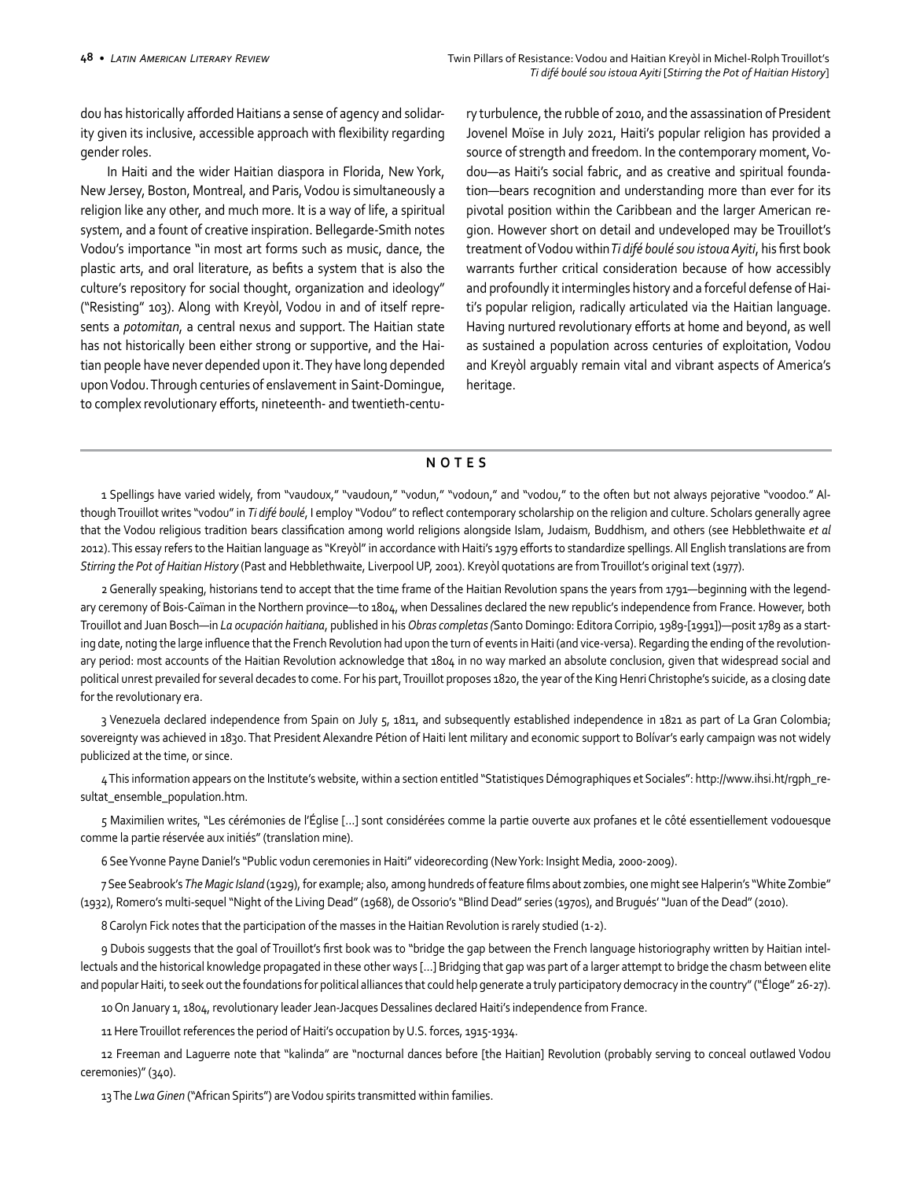dou has historically afforded Haitians a sense of agency and solidarity given its inclusive, accessible approach with flexibility regarding gender roles.

In Haiti and the wider Haitian diaspora in Florida, New York, New Jersey, Boston, Montreal, and Paris, Vodou is simultaneously a religion like any other, and much more. It is a way of life, a spiritual system, and a fount of creative inspiration. Bellegarde-Smith notes Vodou's importance "in most art forms such as music, dance, the plastic arts, and oral literature, as befits a system that is also the culture's repository for social thought, organization and ideology" ("Resisting" 103). Along with Kreyòl, Vodou in and of itself represents a *potomitan*, a central nexus and support. The Haitian state has not historically been either strong or supportive, and the Haitian people have never depended upon it. They have long depended upon Vodou. Through centuries of enslavement in Saint-Domingue, to complex revolutionary efforts, nineteenth- and twentieth-century turbulence, the rubble of 2010, and the assassination of President Jovenel Moïse in July 2021, Haiti's popular religion has provided a source of strength and freedom. In the contemporary moment, Vodou—as Haiti's social fabric, and as creative and spiritual foundation—bears recognition and understanding more than ever for its pivotal position within the Caribbean and the larger American region. However short on detail and undeveloped may be Trouillot's treatment of Vodou within *Ti difé boulé sou istoua Ayiti*, his first book warrants further critical consideration because of how accessibly and profoundly it intermingles history and a forceful defense of Haiti's popular religion, radically articulated via the Haitian language. Having nurtured revolutionary efforts at home and beyond, as well as sustained a population across centuries of exploitation, Vodou and Kreyòl arguably remain vital and vibrant aspects of America's heritage.

## NOTES

1 Spellings have varied widely, from "vaudoux," "vaudoun," "vodun," "vodoun," and "vodou," to the often but not always pejorative "voodoo." Although Trouillot writes "vodou" in *Ti difé boulé*, I employ "Vodou" to reflect contemporary scholarship on the religion and culture. Scholars generally agree that the Vodou religious tradition bears classification among world religions alongside Islam, Judaism, Buddhism, and others (see Hebblethwaite *et al* 2012). This essay refers to the Haitian language as "Kreyòl" in accordance with Haiti's 1979 efforts to standardize spellings. All English translations are from *Stirring the Pot of Haitian History* (Past and Hebblethwaite, Liverpool UP, 2001). Kreyòl quotations are from Trouillot's original text (1977).

2 Generally speaking, historians tend to accept that the time frame of the Haitian Revolution spans the years from 1791—beginning with the legendary ceremony of Bois-Caïman in the Northern province—to 1804, when Dessalines declared the new republic's independence from France. However, both Trouillot and Juan Bosch—in *La ocupación haitiana*, published in his *Obras completas (*Santo Domingo: Editora Corripio, 1989-[1991])—posit 1789 as a starting date, noting the large influence that the French Revolution had upon the turn of events in Haiti (and vice-versa). Regarding the ending of the revolutionary period: most accounts of the Haitian Revolution acknowledge that 1804 in no way marked an absolute conclusion, given that widespread social and political unrest prevailed for several decades to come. For his part, Trouillot proposes 1820, the year of the King Henri Christophe's suicide, as a closing date for the revolutionary era.

3 Venezuela declared independence from Spain on July 5, 1811, and subsequently established independence in 1821 as part of La Gran Colombia; sovereignty was achieved in 1830. That President Alexandre Pétion of Haiti lent military and economic support to Bolívar's early campaign was not widely publicized at the time, or since.

4 This information appears on the Institute's website, within a section entitled "Statistiques Démographiques et Sociales": http://www.ihsi.ht/rgph_resultat_ensemble_population.htm.

5 Maximilien writes, "Les cérémonies de l'Église [...] sont considérées comme la partie ouverte aux profanes et le côté essentiellement vodouesque comme la partie réservée aux initiés" (translation mine).

6 See Yvonne Payne Daniel's "Public vodun ceremonies in Haiti" videorecording (New York: Insight Media, 2000-2009).

7 See Seabrook's *The Magic Island* (1929), for example; also, among hundreds of feature films about zombies, one might see Halperin's "White Zombie" (1932), Romero's multi-sequel "Night of the Living Dead" (1968), de Ossorio's "Blind Dead" series (1970s), and Brugués' "Juan of the Dead" (2010).

8 Carolyn Fick notes that the participation of the masses in the Haitian Revolution is rarely studied (1-2).

9 Dubois suggests that the goal of Trouillot's first book was to "bridge the gap between the French language historiography written by Haitian intellectuals and the historical knowledge propagated in these other ways [...] Bridging that gap was part of a larger attempt to bridge the chasm between elite and popular Haiti, to seek out the foundations for political alliances that could help generate a truly participatory democracy in the country" ("Éloge" 26-27).

10 On January 1, 1804, revolutionary leader Jean-Jacques Dessalines declared Haiti's independence from France.

11 Here Trouillot references the period of Haiti's occupation by U.S. forces, 1915-1934.

12 Freeman and Laguerre note that "kalinda" are "nocturnal dances before [the Haitian] Revolution (probably serving to conceal outlawed Vodou ceremonies)" (340).

13 The *Lwa Ginen* ("African Spirits") are Vodou spirits transmitted within families.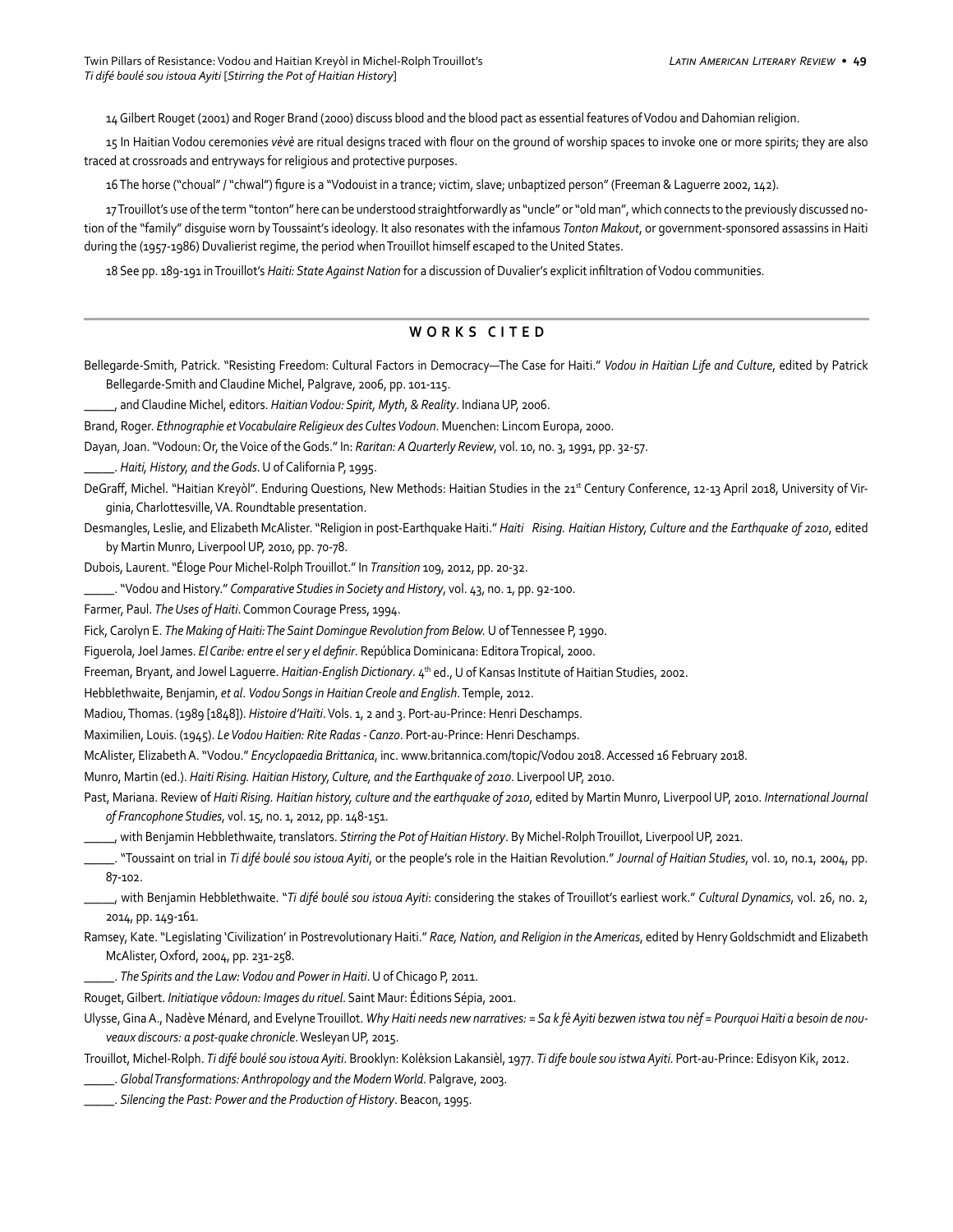14 Gilbert Rouget (2001) and Roger Brand (2000) discuss blood and the blood pact as essential features of Vodou and Dahomian religion.

15 In Haitian Vodou ceremonies *vèvè* are ritual designs traced with flour on the ground of worship spaces to invoke one or more spirits; they are also traced at crossroads and entryways for religious and protective purposes.

16 The horse ("choual" / "chwal") figure is a "Vodouist in a trance; victim, slave; unbaptized person" (Freeman & Laguerre 2002, 142).

17 Trouillot's use of the term "tonton" here can be understood straightforwardly as "uncle" or "old man", which connects to the previously discussed notion of the "family" disguise worn by Toussaint's ideology. It also resonates with the infamous *Tonton Makout*, or government-sponsored assassins in Haiti during the (1957-1986) Duvalierist regime, the period when Trouillot himself escaped to the United States.

18 See pp. 189-191 in Trouillot's *Haiti: State Against Nation* for a discussion of Duvalier's explicit infiltration of Vodou communities.

## WORKS CITED

Bellegarde-Smith, Patrick. "Resisting Freedom: Cultural Factors in Democracy—The Case for Haiti." *Vodou in Haitian Life and Culture*, edited by Patrick Bellegarde-Smith and Claudine Michel, Palgrave, 2006, pp. 101-115.

_____, and Claudine Michel, editors. *Haitian Vodou: Spirit, Myth, & Reality*. Indiana UP, 2006.

Brand, Roger. *Ethnographie et Vocabulaire Religieux des Cultes Vodoun*. Muenchen: Lincom Europa, 2000.

Dayan, Joan. "Vodoun: Or, the Voice of the Gods." In: *Raritan: A Quarterly Review*, vol. 10, no. 3, 1991, pp. 32-57.

_____. *Haiti, History, and the Gods*. U of California P, 1995.

DeGraff, Michel. "Haitian Kreyòl". Enduring Questions, New Methods: Haitian Studies in the 21st Century Conference, 12-13 April 2018, University of Virginia, Charlottesville, VA. Roundtable presentation.

Desmangles, Leslie, and Elizabeth McAlister. "Religion in post-Earthquake Haiti." *Haiti Rising. Haitian History, Culture and the Earthquake of 2010*, edited by Martin Munro, Liverpool UP, 2010, pp. 70-78.

Dubois, Laurent. "Éloge Pour Michel-Rolph Trouillot." In *Transition* 109, 2012, pp. 20-32.

_____. "Vodou and History." *Comparative Studies in Society and History*, vol. 43, no. 1, pp. 92-100.

Farmer, Paul. *The Uses of Haiti*. Common Courage Press, 1994.

Fick, Carolyn E. *The Making of Haiti: The Saint Domingue Revolution from Below*. U of Tennessee P, 1990.

Figuerola, Joel James. *El Caribe: entre el ser y el definir*. República Dominicana: Editora Tropical, 2000.

Freeman, Bryant, and Jowel Laguerre. *Haitian-English Dictionary*. 4th ed., U of Kansas Institute of Haitian Studies, 2002.

Hebblethwaite, Benjamin, *et al*. *Vodou Songs in Haitian Creole and English*. Temple, 2012.

Madiou, Thomas. (1989 [1848]). *Histoire d'Haïti*. Vols. 1, 2 and 3. Port-au-Prince: Henri Deschamps.

Maximilien, Louis. (1945). *Le Vodou Haitien: Rite Radas - Canzo*. Port-au-Prince: Henri Deschamps.

McAlister, Elizabeth A. "Vodou." *Encyclopaedia Brittanica*, inc. www.britannica.com/topic/Vodou 2018. Accessed 16 February 2018.

Munro, Martin (ed.). *Haiti Rising. Haitian History, Culture, and the Earthquake of 2010*. Liverpool UP, 2010.

Past, Mariana. Review of *Haiti Rising. Haitian history, culture and the earthquake of 2010*, edited by Martin Munro, Liverpool UP, 2010. *International Journal of Francophone Studies*, vol. 15, no. 1, 2012, pp. 148-151.

_____, with Benjamin Hebblethwaite, translators. *Stirring the Pot of Haitian History*. By Michel-Rolph Trouillot, Liverpool UP, 2021.

_____. "Toussaint on trial in *Ti difé boulé sou istoua Ayiti*, or the people's role in the Haitian Revolution." *Journal of Haitian Studies*, vol. 10, no.1, 2004, pp. 87-102.

_____, with Benjamin Hebblethwaite. "*Ti difé boulé sou istoua Ayiti*: considering the stakes of Trouillot's earliest work." *Cultural Dynamics*, vol. 26, no. 2, 2014, pp. 149-161.

Ramsey, Kate. "Legislating 'Civilization' in Postrevolutionary Haiti." *Race, Nation, and Religion in the Americas*, edited by Henry Goldschmidt and Elizabeth McAlister, Oxford, 2004, pp. 231-258.

_____. *The Spirits and the Law: Vodou and Power in Haiti*. U of Chicago P, 2011.

Rouget, Gilbert. *Initiatique vôdoun: Images du rituel*. Saint Maur: Éditions Sépia, 2001.

Ulysse, Gina A., Nadève Ménard, and Evelyne Trouillot. *Why Haiti needs new narratives: = Sa k fè Ayiti bezwen istwa tou nèf = Pourquoi Haïti a besoin de nouveaux discours: a post-quake chronicle*. Wesleyan UP, 2015.

Trouillot, Michel-Rolph. *Ti difé boulé sou istoua Ayiti*. Brooklyn: Kolèksion Lakansièl, 1977. *Ti dife boule sou istwa Ayiti*. Port-au-Prince: Edisyon Kik, 2012.

_____. *Global Transformations: Anthropology and the Modern World*. Palgrave, 2003.

_____. *Silencing the Past: Power and the Production of History*. Beacon, 1995.